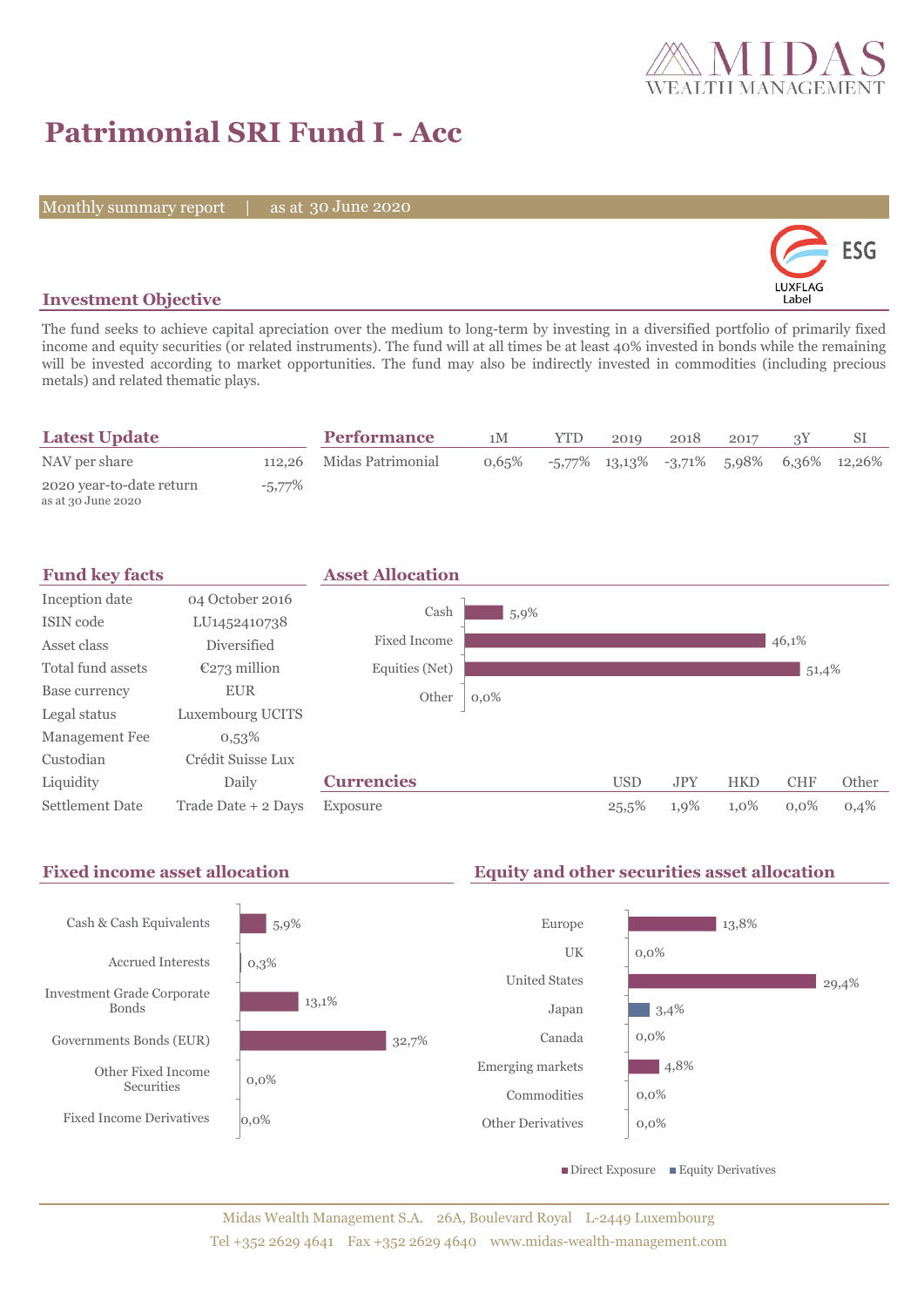# Patrimonial SRI Fund I - Acc

Monthly summary report | as at 30 June 2020

ESG LUXFLAG Label

## Investment Objective

The fund seeks to achieve capital apreciation over the medium to long-term by investing in a diversified portfolio of primarily fixed income and equity securities (or related instruments). The fund will at all times be at least 40% invested in bonds while the remaining will be invested according to market opportunities. The fund may also be indirectly invested in commodities (including precious metals) and related thematic plays.

## Latest Update

| | |
|---|---|
| NAV per share | 112,26 |
| 2020 year-to-date return<br>as at 30 June 2020 | -5,77% |

## Performance

| | 1M | YTD | 2019 | 2018 | 2017 | 3Y | SI |
|---|---|---|---|---|---|---|---|
| Midas Patrimonial | 0,65% | -5,77% | 13,13% | -3,71% | 5,98% | 6,36% | 12,26% |

## Fund key facts

| | |
|---|---|
| Inception date | 04 October 2016 |
| ISIN code | LU1452410738 |
| Asset class | Diversified |
| Total fund assets | €273 million |
| Base currency | EUR |
| Legal status | Luxembourg UCITS |
| Management Fee | 0,53% |
| Custodian | Crédit Suisse Lux |
| Liquidity | Daily |
| Settlement Date | Trade Date + 2 Days |

## Asset Allocation

| | |
|---|---|
| Cash | 5,9% |
| Fixed Income | 46,1% |
| Equities (Net) | 51,4% |
| Other | 0,0% |

## Currencies

| | USD | JPY | HKD | CHF | Other |
|---|---|---|---|---|---|
| Exposure | 25,5% | 1,9% | 1,0% | 0,0% | 0,4% |

## Fixed income asset allocation

| | |
|---|---|
| Cash & Cash Equivalents | 5,9% |
| Accrued Interests | 0,3% |
| Investment Grade Corporate Bonds | 13,1% |
| Governments Bonds (EUR) | 32,7% |
| Other Fixed Income Securities | 0,0% |
| Fixed Income Derivatives | 0,0% |

## Equity and other securities asset allocation

| | |
|---|---|
| Europe | 13,8% |
| UK | 0,0% |
| United States | 29,4% |
| Japan | 3,4% |
| Canada | 0,0% |
| Emerging markets | 4,8% |
| Commodities | 0,0% |
| Other Derivatives | 0,0% |

■ Direct Exposure ■ Equity Derivatives

Midas Wealth Management S.A. 26A, Boulevard Royal L-2449 Luxembourg
Tel +352 2629 4641 Fax +352 2629 4640 www.midas-wealth-management.com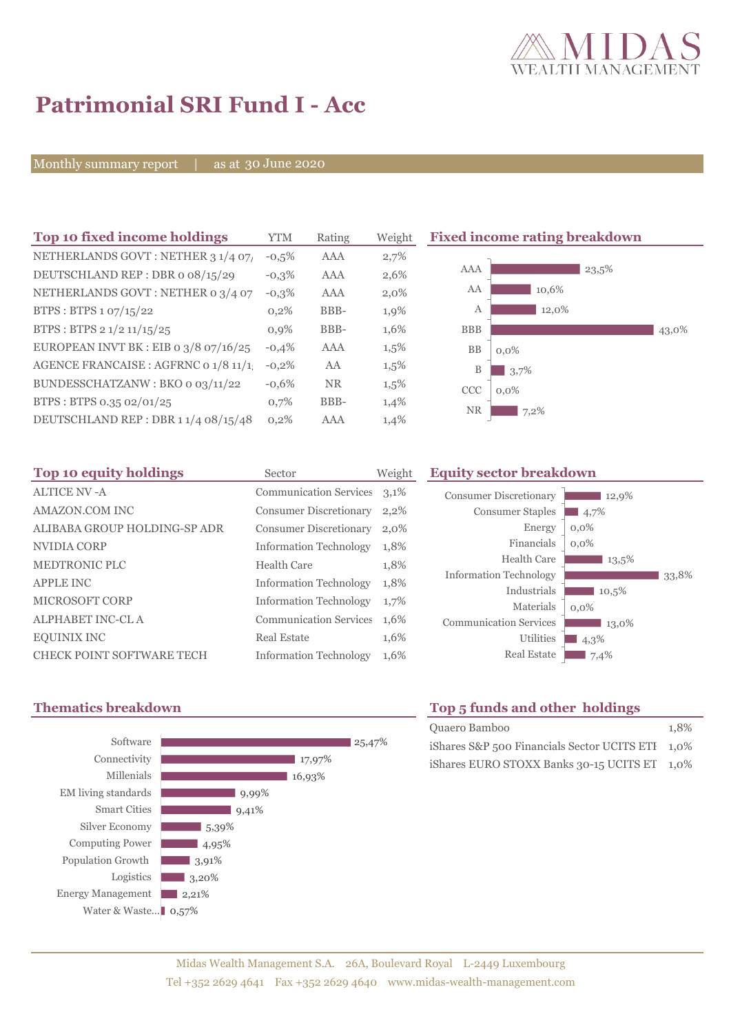# Patrimonial SRI Fund I - Acc

Monthly summary report | as at 30 June 2020

## Top 10 fixed income holdings

| Top 10 fixed income holdings | YTM | Rating | Weight |
|---|---|---|---|
| NETHERLANDS GOVT : NETHER 3 1/4 07/ | -0,5% | AAA | 2,7% |
| DEUTSCHLAND REP : DBR 0 08/15/29 | -0,3% | AAA | 2,6% |
| NETHERLANDS GOVT : NETHER 0 3/4 07 | -0,3% | AAA | 2,0% |
| BTPS : BTPS 1 07/15/22 | 0,2% | BBB- | 1,9% |
| BTPS : BTPS 2 1/2 11/15/25 | 0,9% | BBB- | 1,6% |
| EUROPEAN INVT BK : EIB 0 3/8 07/16/25 | -0,4% | AAA | 1,5% |
| AGENCE FRANCAISE : AGFRNC 0 1/8 11/1 | -0,2% | AA | 1,5% |
| BUNDESSCHATZANW : BKO 0 03/11/22 | -0,6% | NR | 1,5% |
| BTPS : BTPS 0.35 02/01/25 | 0,7% | BBB- | 1,4% |
| DEUTSCHLAND REP : DBR 1 1/4 08/15/48 | 0,2% | AAA | 1,4% |

## Fixed income rating breakdown

| Rating | Weight |
|---|---|
| AAA | 23,5% |
| AA | 10,6% |
| A | 12,0% |
| BBB | 43,0% |
| BB | 0,0% |
| B | 3,7% |
| CCC | 0,0% |
| NR | 7,2% |

## Top 10 equity holdings

| Top 10 equity holdings | Sector | Weight |
|---|---|---|
| ALTICE NV -A | Communication Services | 3,1% |
| AMAZON.COM INC | Consumer Discretionary | 2,2% |
| ALIBABA GROUP HOLDING-SP ADR | Consumer Discretionary | 2,0% |
| NVIDIA CORP | Information Technology | 1,8% |
| MEDTRONIC PLC | Health Care | 1,8% |
| APPLE INC | Information Technology | 1,8% |
| MICROSOFT CORP | Information Technology | 1,7% |
| ALPHABET INC-CL A | Communication Services | 1,6% |
| EQUINIX INC | Real Estate | 1,6% |
| CHECK POINT SOFTWARE TECH | Information Technology | 1,6% |

## Equity sector breakdown

| Sector | Weight |
|---|---|
| Consumer Discretionary | 12,9% |
| Consumer Staples | 4,7% |
| Energy | 0,0% |
| Financials | 0,0% |
| Health Care | 13,5% |
| Information Technology | 33,8% |
| Industrials | 10,5% |
| Materials | 0,0% |
| Communication Services | 13,0% |
| Utilities | 4,3% |
| Real Estate | 7,4% |

## Thematics breakdown

| Theme | Weight |
|---|---|
| Software | 25,47% |
| Connectivity | 17,97% |
| Millenials | 16,93% |
| EM living standards | 9,99% |
| Smart Cities | 9,41% |
| Silver Economy | 5,39% |
| Computing Power | 4,95% |
| Population Growth | 3,91% |
| Logistics | 3,20% |
| Energy Management | 2,21% |
| Water & Waste... | 0,57% |

## Top 5 funds and other holdings

| Holding | Weight |
|---|---|
| Quaero Bamboo | 1,8% |
| iShares S&P 500 Financials Sector UCITS ETI | 1,0% |
| iShares EURO STOXX Banks 30-15 UCITS ET | 1,0% |

Midas Wealth Management S.A. 26A, Boulevard Royal L-2449 Luxembourg
Tel +352 2629 4641 Fax +352 2629 4640 www.midas-wealth-management.com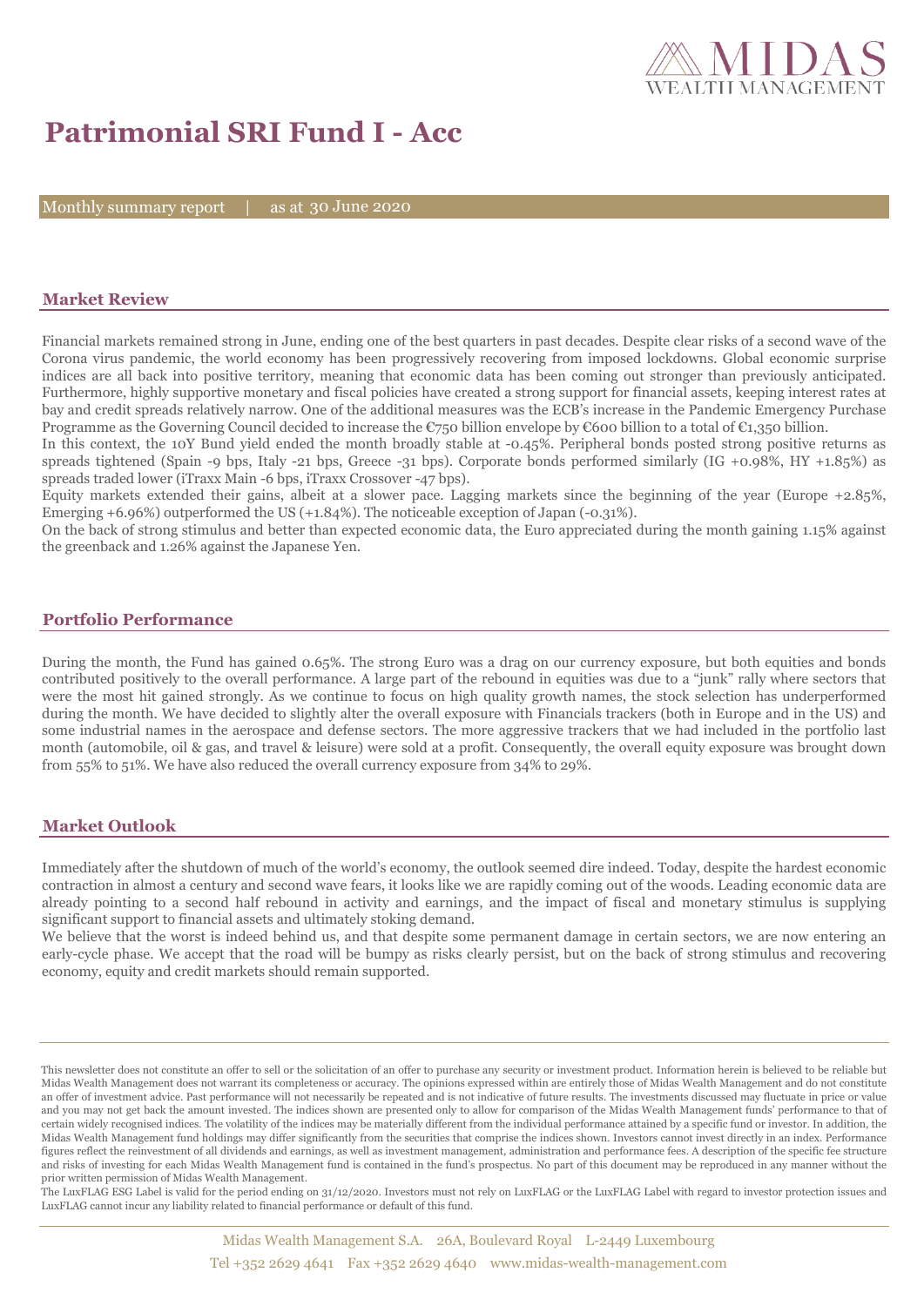# Patrimonial SRI Fund I - Acc

Monthly summary report | as at 30 June 2020

## Market Review

Financial markets remained strong in June, ending one of the best quarters in past decades. Despite clear risks of a second wave of the Corona virus pandemic, the world economy has been progressively recovering from imposed lockdowns. Global economic surprise indices are all back into positive territory, meaning that economic data has been coming out stronger than previously anticipated. Furthermore, highly supportive monetary and fiscal policies have created a strong support for financial assets, keeping interest rates at bay and credit spreads relatively narrow. One of the additional measures was the ECB's increase in the Pandemic Emergency Purchase Programme as the Governing Council decided to increase the €750 billion envelope by €600 billion to a total of €1,350 billion.

In this context, the 10Y Bund yield ended the month broadly stable at -0.45%. Peripheral bonds posted strong positive returns as spreads tightened (Spain -9 bps, Italy -21 bps, Greece -31 bps). Corporate bonds performed similarly (IG +0.98%, HY +1.85%) as spreads traded lower (iTraxx Main -6 bps, iTraxx Crossover -47 bps).

Equity markets extended their gains, albeit at a slower pace. Lagging markets since the beginning of the year (Europe +2.85%, Emerging +6.96%) outperformed the US (+1.84%). The noticeable exception of Japan (-0.31%).

On the back of strong stimulus and better than expected economic data, the Euro appreciated during the month gaining 1.15% against the greenback and 1.26% against the Japanese Yen.

## Portfolio Performance

During the month, the Fund has gained 0.65%. The strong Euro was a drag on our currency exposure, but both equities and bonds contributed positively to the overall performance. A large part of the rebound in equities was due to a "junk" rally where sectors that were the most hit gained strongly. As we continue to focus on high quality growth names, the stock selection has underperformed during the month. We have decided to slightly alter the overall exposure with Financials trackers (both in Europe and in the US) and some industrial names in the aerospace and defense sectors. The more aggressive trackers that we had included in the portfolio last month (automobile, oil & gas, and travel & leisure) were sold at a profit. Consequently, the overall equity exposure was brought down from 55% to 51%. We have also reduced the overall currency exposure from 34% to 29%.

## Market Outlook

Immediately after the shutdown of much of the world's economy, the outlook seemed dire indeed. Today, despite the hardest economic contraction in almost a century and second wave fears, it looks like we are rapidly coming out of the woods. Leading economic data are already pointing to a second half rebound in activity and earnings, and the impact of fiscal and monetary stimulus is supplying significant support to financial assets and ultimately stoking demand.

We believe that the worst is indeed behind us, and that despite some permanent damage in certain sectors, we are now entering an early-cycle phase. We accept that the road will be bumpy as risks clearly persist, but on the back of strong stimulus and recovering economy, equity and credit markets should remain supported.

---

This newsletter does not constitute an offer to sell or the solicitation of an offer to purchase any security or investment product. Information herein is believed to be reliable but Midas Wealth Management does not warrant its completeness or accuracy. The opinions expressed within are entirely those of Midas Wealth Management and do not constitute an offer of investment advice. Past performance will not necessarily be repeated and is not indicative of future results. The investments discussed may fluctuate in price or value and you may not get back the amount invested. The indices shown are presented only to allow for comparison of the Midas Wealth Management funds' performance to that of certain widely recognised indices. The volatility of the indices may be materially different from the individual performance attained by a specific fund or investor. In addition, the Midas Wealth Management fund holdings may differ significantly from the securities that comprise the indices shown. Investors cannot invest directly in an index. Performance figures reflect the reinvestment of all dividends and earnings, as well as investment management, administration and performance fees. A description of the specific fee structure and risks of investing for each Midas Wealth Management fund is contained in the fund's prospectus. No part of this document may be reproduced in any manner without the prior written permission of Midas Wealth Management.

The LuxFLAG ESG Label is valid for the period ending on 31/12/2020. Investors must not rely on LuxFLAG or the LuxFLAG Label with regard to investor protection issues and LuxFLAG cannot incur any liability related to financial performance or default of this fund.

Midas Wealth Management S.A. 26A, Boulevard Royal L-2449 Luxembourg
Tel +352 2629 4641 Fax +352 2629 4640 www.midas-wealth-management.com